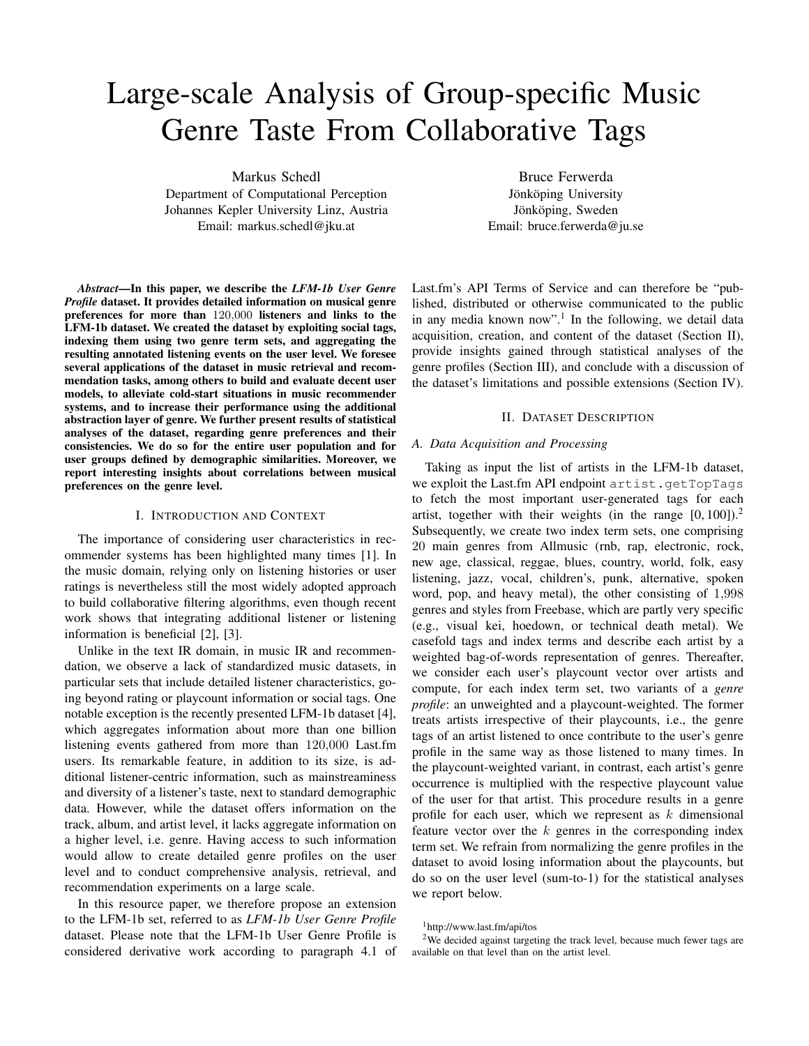# Large-scale Analysis of Group-specific Music Genre Taste From Collaborative Tags

Markus Schedl
Department of Computational Perception
Johannes Kepler University Linz, Austria
Email: markus.schedl@jku.at

Bruce Ferwerda
Jönköping University
Jönköping, Sweden
Email: bruce.ferwerda@ju.se

***Abstract*—In this paper, we describe the *LFM-1b User Genre Profile* dataset. It provides detailed information on musical genre preferences for more than 120,000 listeners and links to the LFM-1b dataset. We created the dataset by exploiting social tags, indexing them using two genre term sets, and aggregating the resulting annotated listening events on the user level. We foresee several applications of the dataset in music retrieval and recommendation tasks, among others to build and evaluate decent user models, to alleviate cold-start situations in music recommender systems, and to increase their performance using the additional abstraction layer of genre. We further present results of statistical analyses of the dataset, regarding genre preferences and their consistencies. We do so for the entire user population and for user groups defined by demographic similarities. Moreover, we report interesting insights about correlations between musical preferences on the genre level.**

## I. Introduction and Context

The importance of considering user characteristics in recommender systems has been highlighted many times [1]. In the music domain, relying only on listening histories or user ratings is nevertheless still the most widely adopted approach to build collaborative filtering algorithms, even though recent work shows that integrating additional listener or listening information is beneficial [2], [3].

Unlike in the text IR domain, in music IR and recommendation, we observe a lack of standardized music datasets, in particular sets that include detailed listener characteristics, going beyond rating or playcount information or social tags. One notable exception is the recently presented LFM-1b dataset [4], which aggregates information about more than one billion listening events gathered from more than 120,000 Last.fm users. Its remarkable feature, in addition to its size, is additional listener-centric information, such as mainstreaminess and diversity of a listener's taste, next to standard demographic data. However, while the dataset offers information on the track, album, and artist level, it lacks aggregate information on a higher level, i.e. genre. Having access to such information would allow to create detailed genre profiles on the user level and to conduct comprehensive analysis, retrieval, and recommendation experiments on a large scale.

In this resource paper, we therefore propose an extension to the LFM-1b set, referred to as *LFM-1b User Genre Profile* dataset. Please note that the LFM-1b User Genre Profile is considered derivative work according to paragraph 4.1 of Last.fm's API Terms of Service and can therefore be "published, distributed or otherwise communicated to the public in any media known now".[1] In the following, we detail data acquisition, creation, and content of the dataset (Section II), provide insights gained through statistical analyses of the genre profiles (Section III), and conclude with a discussion of the dataset's limitations and possible extensions (Section IV).

## II. Dataset Description

### A. Data Acquisition and Processing

Taking as input the list of artists in the LFM-1b dataset, we exploit the Last.fm API endpoint `artist.getTopTags` to fetch the most important user-generated tags for each artist, together with their weights (in the range $[0, 100]$).[2] Subsequently, we create two index term sets, one comprising 20 main genres from Allmusic (rnb, rap, electronic, rock, new age, classical, reggae, blues, country, world, folk, easy listening, jazz, vocal, children's, punk, alternative, spoken word, pop, and heavy metal), the other consisting of 1,998 genres and styles from Freebase, which are partly very specific (e.g., visual kei, hoedown, or technical death metal). We casefold tags and index terms and describe each artist by a weighted bag-of-words representation of genres. Thereafter, we consider each user's playcount vector over artists and compute, for each index term set, two variants of a *genre profile*: an unweighted and a playcount-weighted. The former treats artists irrespective of their playcounts, i.e., the genre tags of an artist listened to once contribute to the user's genre profile in the same way as those listened to many times. In the playcount-weighted variant, in contrast, each artist's genre occurrence is multiplied with the respective playcount value of the user for that artist. This procedure results in a genre profile for each user, which we represent as $k$ dimensional feature vector over the $k$ genres in the corresponding index term set. We refrain from normalizing the genre profiles in the dataset to avoid losing information about the playcounts, but do so on the user level (sum-to-1) for the statistical analyses we report below.

[1] http://www.last.fm/api/tos

[2] We decided against targeting the track level, because much fewer tags are available on that level than on the artist level.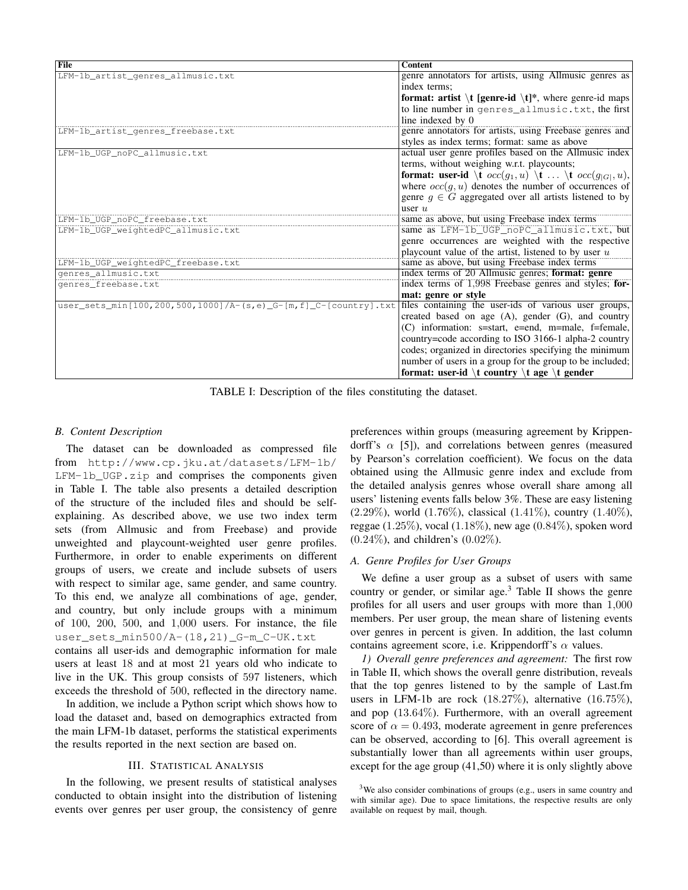| File | Content |
|---|---|
| LFM-1b_artist_genres_allmusic.txt | genre annotators for artists, using Allmusic genres as index terms; **format: artist \t [genre-id \t]***, where genre-id maps to line number in genres_allmusic.txt, the first line indexed by 0 |
| LFM-1b_artist_genres_freebase.txt | genre annotators for artists, using Freebase genres and styles as index terms; format: same as above |
| LFM-1b_UGP_noPC_allmusic.txt | actual user genre profiles based on the Allmusic index terms, without weighing w.r.t. playcounts; **format: user-id \t** $occ(g_1, u)$ **\t** ... **\t** $occ(g_{\|G\|}, u)$, where $occ(g, u)$ denotes the number of occurrences of genre $g \in G$ aggregated over all artists listened to by user $u$ |
| LFM-1b_UGP_noPC_freebase.txt | same as above, but using Freebase index terms |
| LFM-1b_UGP_weightedPC_allmusic.txt | same as LFM-1b_UGP_noPC_allmusic.txt, but genre occurrences are weighted with the respective playcount value of the artist, listened to by user $u$ |
| LFM-1b_UGP_weightedPC_freebase.txt | same as above, but using Freebase index terms |
| genres_allmusic.txt | index terms of 20 Allmusic genres; **format: genre** |
| genres_freebase.txt | index terms of 1,998 Freebase genres and styles; **format: genre or style** |
| user_sets_min[100,200,500,1000]/A-(s,e)_G-[m,f]_C-[country].txt | files containing the user-ids of various user groups, created based on age (A), gender (G), and country (C) information: s=start, e=end, m=male, f=female, country=code according to ISO 3166-1 alpha-2 country codes; organized in directories specifying the minimum number of users in a group for the group to be included; **format: user-id \t country \t age \t gender** |

TABLE I: Description of the files constituting the dataset.

### B. Content Description

The dataset can be downloaded as compressed file from http://www.cp.jku.at/datasets/LFM-1b/LFM-1b_UGP.zip and comprises the components given in Table I. The table also presents a detailed description of the structure of the included files and should be self-explaining. As described above, we use two index term sets (from Allmusic and from Freebase) and provide unweighted and playcount-weighted user genre profiles. Furthermore, in order to enable experiments on different groups of users, we create and include subsets of users with respect to similar age, same gender, and same country. To this end, we analyze all combinations of age, gender, and country, but only include groups with a minimum of 100, 200, 500, and 1,000 users. For instance, the file user_sets_min500/A-(18,21)_G-m_C-UK.txt contains all user-ids and demographic information for male users at least 18 and at most 21 years old who indicate to live in the UK. This group consists of 597 listeners, which exceeds the threshold of 500, reflected in the directory name.

In addition, we include a Python script which shows how to load the dataset and, based on demographics extracted from the main LFM-1b dataset, performs the statistical experiments the results reported in the next section are based on.

## III. Statistical Analysis

In the following, we present results of statistical analyses conducted to obtain insight into the distribution of listening events over genres per user group, the consistency of genre preferences within groups (measuring agreement by Krippendorff's $\alpha$ [5]), and correlations between genres (measured by Pearson's correlation coefficient). We focus on the data obtained using the Allmusic genre index and exclude from the detailed analysis genres whose overall share among all users' listening events falls below 3%. These are easy listening (2.29%), world (1.76%), classical (1.41%), country (1.40%), reggae (1.25%), vocal (1.18%), new age (0.84%), spoken word (0.24%), and children's (0.02%).

### A. Genre Profiles for User Groups

We define a user group as a subset of users with same country or gender, or similar age.[3] Table II shows the genre profiles for all users and user groups with more than 1,000 members. Per user group, the mean share of listening events over genres in percent is given. In addition, the last column contains agreement score, i.e. Krippendorff's $\alpha$ values.

*1) Overall genre preferences and agreement:* The first row in Table II, which shows the overall genre distribution, reveals that the top genres listened to by the sample of Last.fm users in LFM-1b are rock (18.27%), alternative (16.75%), and pop (13.64%). Furthermore, with an overall agreement score of $\alpha = 0.493$, moderate agreement in genre preferences can be observed, according to [6]. This overall agreement is substantially lower than all agreements within user groups, except for the age group (41,50) where it is only slightly above

[3] We also consider combinations of groups (e.g., users in same country and with similar age). Due to space limitations, the respective results are only available on request by mail, though.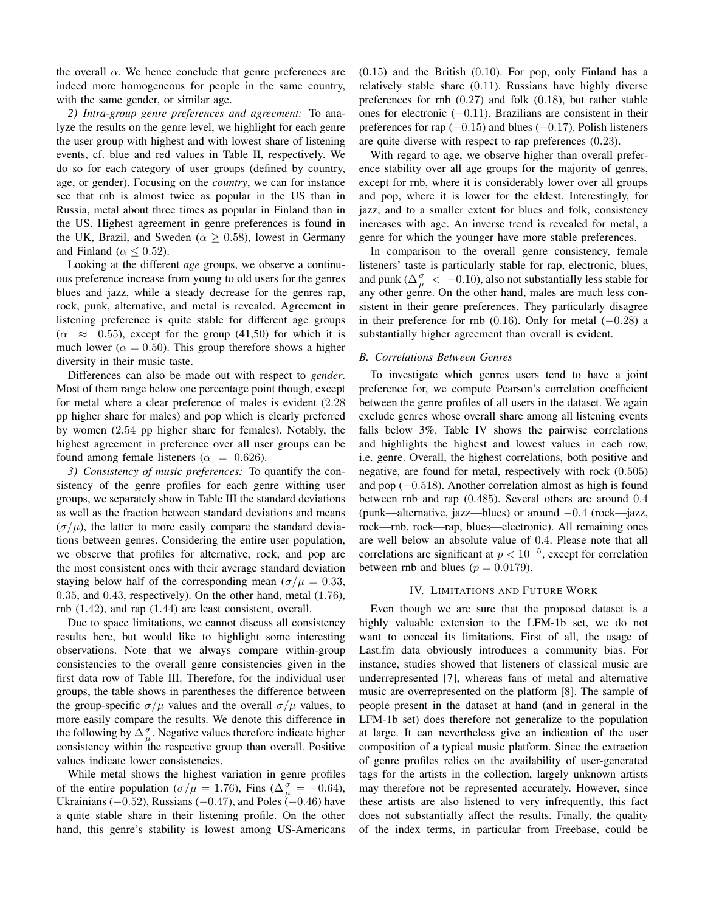the overall $\alpha$. We hence conclude that genre preferences are indeed more homogeneous for people in the same country, with the same gender, or similar age.

*2) Intra-group genre preferences and agreement:* To analyze the results on the genre level, we highlight for each genre the user group with highest and with lowest share of listening events, cf. blue and red values in Table II, respectively. We do so for each category of user groups (defined by country, age, or gender). Focusing on the *country*, we can for instance see that rnb is almost twice as popular in the US than in Russia, metal about three times as popular in Finland than in the US. Highest agreement in genre preferences is found in the UK, Brazil, and Sweden ($\alpha \geq 0.58$), lowest in Germany and Finland ($\alpha \leq 0.52$).

Looking at the different *age* groups, we observe a continuous preference increase from young to old users for the genres blues and jazz, while a steady decrease for the genres rap, rock, punk, alternative, and metal is revealed. Agreement in listening preference is quite stable for different age groups ($\alpha \approx 0.55$), except for the group (41,50) for which it is much lower ($\alpha = 0.50$). This group therefore shows a higher diversity in their music taste.

Differences can also be made out with respect to *gender*. Most of them range below one percentage point though, except for metal where a clear preference of males is evident (2.28 pp higher share for males) and pop which is clearly preferred by women (2.54 pp higher share for females). Notably, the highest agreement in preference over all user groups can be found among female listeners ($\alpha = 0.626$).

*3) Consistency of music preferences:* To quantify the consistency of the genre profiles for each genre withing user groups, we separately show in Table III the standard deviations as well as the fraction between standard deviations and means ($\sigma/\mu$), the latter to more easily compare the standard deviations between genres. Considering the entire user population, we observe that profiles for alternative, rock, and pop are the most consistent ones with their average standard deviation staying below half of the corresponding mean ($\sigma/\mu = 0.33$, $0.35$, and $0.43$, respectively). On the other hand, metal ($1.76$), rnb ($1.42$), and rap ($1.44$) are least consistent, overall.

Due to space limitations, we cannot discuss all consistency results here, but would like to highlight some interesting observations. Note that we always compare within-group consistencies to the overall genre consistencies given in the first data row of Table III. Therefore, for the individual user groups, the table shows in parentheses the difference between the group-specific $\sigma/\mu$ values and the overall $\sigma/\mu$ values, to more easily compare the results. We denote this difference in the following by $\Delta\frac{\sigma}{\mu}$. Negative values therefore indicate higher consistency within the respective group than overall. Positive values indicate lower consistencies.

While metal shows the highest variation in genre profiles of the entire population ($\sigma/\mu = 1.76$), Fins ($\Delta\frac{\sigma}{\mu} = -0.64$), Ukrainians ($-0.52$), Russians ($-0.47$), and Poles ($-0.46$) have a quite stable share in their listening profile. On the other hand, this genre's stability is lowest among US-Americans ($0.15$) and the British ($0.10$). For pop, only Finland has a relatively stable share ($0.11$). Russians have highly diverse preferences for rnb ($0.27$) and folk ($0.18$), but rather stable ones for electronic ($-0.11$). Brazilians are consistent in their preferences for rap ($-0.15$) and blues ($-0.17$). Polish listeners are quite diverse with respect to rap preferences ($0.23$).

With regard to age, we observe higher than overall preference stability over all age groups for the majority of genres, except for rnb, where it is considerably lower over all groups and pop, where it is lower for the eldest. Interestingly, for jazz, and to a smaller extent for blues and folk, consistency increases with age. An inverse trend is revealed for metal, a genre for which the younger have more stable preferences.

In comparison to the overall genre consistency, female listeners' taste is particularly stable for rap, electronic, blues, and punk ($\Delta\frac{\sigma}{\mu} < -0.10$), also not substantially less stable for any other genre. On the other hand, males are much less consistent in their genre preferences. They particularly disagree in their preference for rnb ($0.16$). Only for metal ($-0.28$) a substantially higher agreement than overall is evident.

### B. Correlations Between Genres

To investigate which genres users tend to have a joint preference for, we compute Pearson's correlation coefficient between the genre profiles of all users in the dataset. We again exclude genres whose overall share among all listening events falls below 3%. Table IV shows the pairwise correlations and highlights the highest and lowest values in each row, i.e. genre. Overall, the highest correlations, both positive and negative, are found for metal, respectively with rock ($0.505$) and pop ($-0.518$). Another correlation almost as high is found between rnb and rap ($0.485$). Several others are around $0.4$ (punk—alternative, jazz—blues) or around $-0.4$ (rock—jazz, rock—rnb, rock—rap, blues—electronic). All remaining ones are well below an absolute value of $0.4$. Please note that all correlations are significant at $p < 10^{-5}$, except for correlation between rnb and blues ($p = 0.0179$).

## IV. Limitations and Future Work

Even though we are sure that the proposed dataset is a highly valuable extension to the LFM-1b set, we do not want to conceal its limitations. First of all, the usage of Last.fm data obviously introduces a community bias. For instance, studies showed that listeners of classical music are underrepresented [7], whereas fans of metal and alternative music are overrepresented on the platform [8]. The sample of people present in the dataset at hand (and in general in the LFM-1b set) does therefore not generalize to the population at large. It can nevertheless give an indication of the user composition of a typical music platform. Since the extraction of genre profiles relies on the availability of user-generated tags for the artists in the collection, largely unknown artists may therefore not be represented accurately. However, since these artists are also listened to very infrequently, this fact does not substantially affect the results. Finally, the quality of the index terms, in particular from Freebase, could be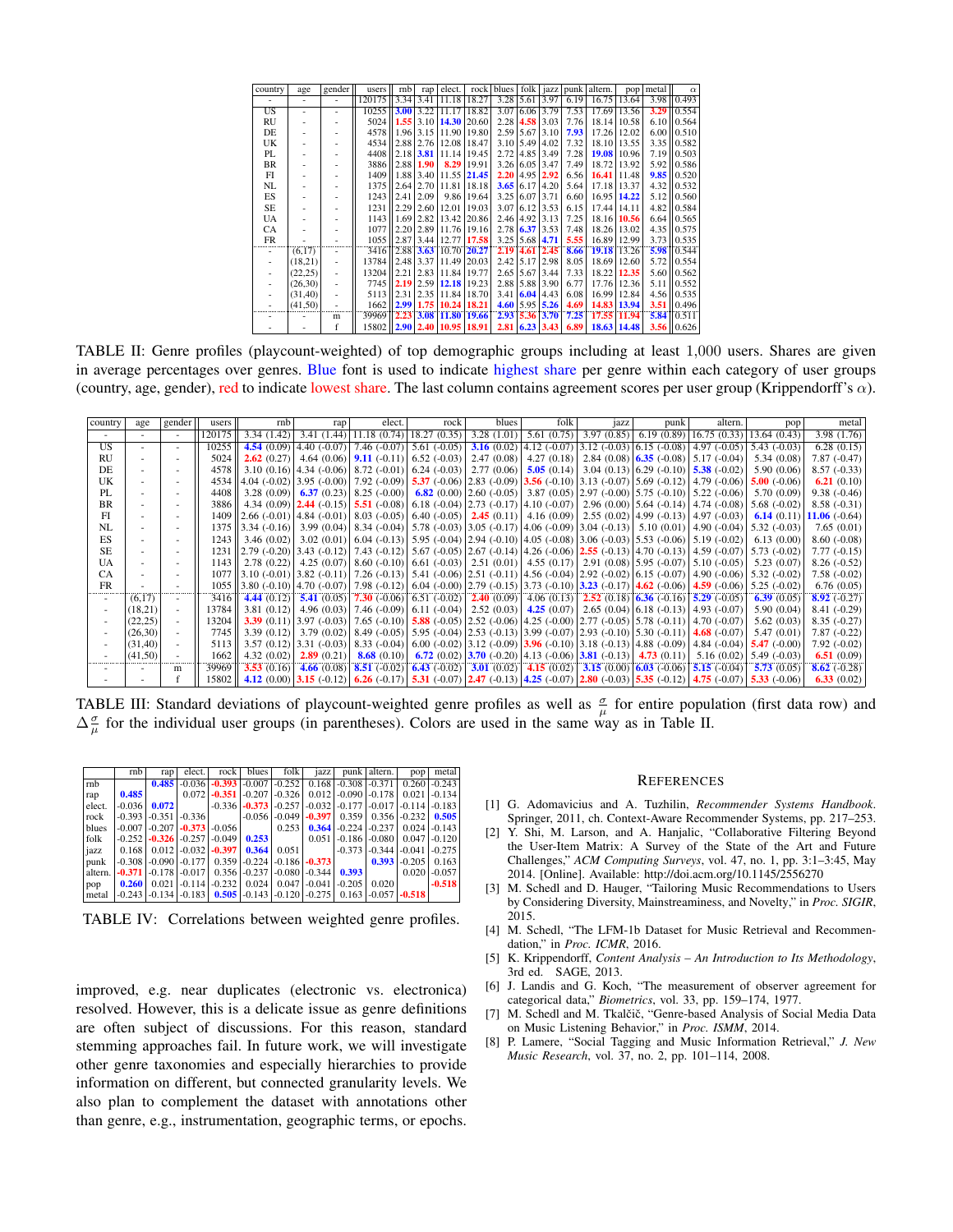| country | age | gender | users | rnb | rap | elect. | rock | blues | folk | jazz | punk | altern. | pop | metal | α |
|---|---|---|---|---|---|---|---|---|---|---|---|---|---|---|---|
| - | - | - | 120175 | 3.34 | 3.41 | 11.18 | 18.27 | 3.28 | 5.61 | 3.97 | 6.19 | 16.75 | 13.64 | 3.98 | 0.493 |
| US | - | - | 10255 | 3.00 | 3.22 | 11.17 | 18.82 | 3.07 | 6.06 | 3.79 | 7.53 | 17.69 | 13.56 | 3.29 | 0.554 |
| RU | - | - | 5024 | 1.55 | 3.10 | 14.30 | 20.60 | 2.28 | 4.58 | 3.03 | 7.76 | 18.14 | 10.58 | 6.10 | 0.564 |
| DE | - | - | 4578 | 1.96 | 3.15 | 11.90 | 19.80 | 2.59 | 5.67 | 3.10 | 7.93 | 17.26 | 12.02 | 6.00 | 0.510 |
| UK | - | - | 4534 | 2.88 | 2.76 | 12.08 | 18.47 | 3.10 | 5.49 | 4.02 | 7.32 | 18.10 | 13.55 | 3.35 | 0.582 |
| PL | - | - | 4408 | 2.18 | 3.81 | 11.14 | 19.45 | 2.72 | 4.85 | 3.49 | 7.28 | 19.08 | 10.96 | 7.19 | 0.503 |
| BR | - | - | 3886 | 2.88 | 1.90 | 8.29 | 19.91 | 3.26 | 6.05 | 3.47 | 7.49 | 18.72 | 13.92 | 5.92 | 0.586 |
| FI | - | - | 1409 | 1.88 | 3.40 | 11.55 | 21.45 | 2.20 | 4.95 | 2.92 | 6.56 | 16.41 | 11.48 | 9.85 | 0.520 |
| NL | - | - | 1375 | 2.64 | 2.70 | 11.81 | 18.18 | 3.65 | 6.17 | 4.20 | 5.64 | 17.18 | 13.37 | 4.32 | 0.532 |
| ES | - | - | 1243 | 2.41 | 2.09 | 9.86 | 19.64 | 3.25 | 6.07 | 3.71 | 6.60 | 16.95 | 14.22 | 5.12 | 0.560 |
| SE | - | - | 1231 | 2.29 | 2.60 | 12.01 | 19.03 | 3.07 | 6.12 | 3.53 | 6.15 | 17.44 | 14.11 | 4.82 | 0.584 |
| UA | - | - | 1143 | 1.69 | 2.82 | 13.42 | 20.86 | 2.46 | 4.92 | 3.13 | 7.25 | 18.16 | 10.56 | 6.64 | 0.565 |
| CA | - | - | 1077 | 2.20 | 2.89 | 11.76 | 19.16 | 2.78 | 6.37 | 3.53 | 7.48 | 18.26 | 13.02 | 4.35 | 0.575 |
| FR | - | - | 1055 | 2.87 | 3.44 | 12.77 | 17.58 | 3.25 | 5.68 | 4.71 | 5.55 | 16.89 | 12.99 | 3.73 | 0.535 |
| - | (6,17) | - | 3416 | 2.88 | 3.63 | 10.70 | 20.27 | 2.19 | 4.61 | 2.45 | 8.66 | 19.18 | 13.26 | 5.98 | 0.544 |
| - | (18,21) | - | 13784 | 2.48 | 3.37 | 11.49 | 20.03 | 2.42 | 5.17 | 2.98 | 8.05 | 18.69 | 12.60 | 5.72 | 0.554 |
| - | (22,25) | - | 13204 | 2.21 | 2.83 | 11.84 | 19.77 | 2.65 | 5.67 | 3.44 | 7.33 | 18.22 | 12.35 | 5.60 | 0.562 |
| - | (26,30) | - | 7745 | 2.19 | 2.59 | 12.18 | 19.23 | 2.88 | 5.88 | 3.90 | 6.77 | 17.76 | 12.36 | 5.11 | 0.552 |
| - | (31,40) | - | 5113 | 2.31 | 2.35 | 11.84 | 18.70 | 3.41 | 6.04 | 4.43 | 6.08 | 16.99 | 12.84 | 4.56 | 0.535 |
| - | (41,50) | - | 1662 | 2.99 | 1.75 | 10.24 | 18.21 | 4.60 | 5.95 | 5.26 | 4.69 | 14.83 | 13.94 | 3.51 | 0.496 |
| - | - | m | 39969 | 2.23 | 3.08 | 11.80 | 19.66 | 2.93 | 5.36 | 3.70 | 7.25 | 17.55 | 11.94 | 5.84 | 0.511 |
| - | - | f | 15802 | 2.90 | 2.40 | 10.95 | 18.91 | 2.81 | 6.23 | 3.43 | 6.89 | 18.63 | 14.48 | 3.56 | 0.626 |

TABLE II: Genre profiles (playcount-weighted) of top demographic groups including at least 1,000 users. Shares are given in average percentages over genres. Blue font is used to indicate highest share per genre within each category of user groups (country, age, gender), red to indicate lowest share. The last column contains agreement scores per user group (Krippendorff's α).

| country | age | gender | users | rnb | rap | elect. | rock | blues | folk | jazz | punk | altern. | pop | metal |
|---|---|---|---|---|---|---|---|---|---|---|---|---|---|---|
| - | - | - | 120175 | 3.34 (1.42) | 3.41 (1.44) | 11.18 (0.74) | 18.27 (0.35) | 3.28 (1.01) | 5.61 (0.75) | 3.97 (0.85) | 6.19 (0.89) | 16.75 (0.33) | 13.64 (0.43) | 3.98 (1.76) |
| US | - | - | 10255 | 4.54 (0.09) | 4.40 (-0.07) | 7.46 (-0.07) | 5.61 (-0.05) | 3.16 (0.02) | 4.12 (-0.07) | 3.12 (-0.03) | 6.15 (-0.08) | 4.97 (-0.05) | 5.43 (-0.03) | 6.28 (0.15) |
| RU | - | - | 5024 | 2.62 (0.27) | 4.64 (0.06) | 9.11 (-0.11) | 6.52 (-0.03) | 2.47 (0.08) | 4.27 (0.18) | 2.84 (0.08) | 6.35 (-0.08) | 5.17 (-0.04) | 5.34 (0.08) | 7.87 (-0.47) |
| DE | - | - | 4578 | 3.10 (0.16) | 4.34 (-0.06) | 8.72 (-0.01) | 6.24 (-0.03) | 2.77 (0.06) | 5.05 (0.14) | 3.04 (0.13) | 6.29 (-0.10) | 5.38 (-0.02) | 5.90 (0.06) | 8.57 (-0.33) |
| UK | - | - | 4534 | 4.04 (-0.02) | 3.95 (-0.00) | 7.92 (-0.09) | 5.37 (-0.06) | 2.83 (-0.09) | 3.56 (-0.10) | 3.13 (-0.07) | 5.69 (-0.12) | 4.79 (-0.06) | 5.00 (-0.06) | 6.21 (0.10) |
| PL | - | - | 4408 | 3.28 (0.09) | 6.37 (0.23) | 8.25 (-0.00) | 6.82 (0.00) | 2.60 (-0.05) | 3.87 (0.05) | 2.97 (-0.00) | 5.75 (-0.10) | 5.22 (-0.06) | 5.70 (0.09) | 9.38 (-0.46) |
| BR | - | - | 3886 | 4.34 (0.09) | 2.44 (-0.15) | 5.51 (-0.08) | 6.18 (-0.04) | 2.73 (-0.17) | 4.10 (-0.07) | 2.96 (0.00) | 5.64 (-0.14) | 4.74 (-0.08) | 5.68 (-0.02) | 8.58 (-0.31) |
| FI | - | - | 1409 | 2.66 (-0.01) | 4.84 (-0.01) | 8.03 (-0.05) | 6.40 (-0.05) | 2.45 (0.11) | 4.16 (0.09) | 2.55 (0.02) | 4.99 (-0.13) | 4.97 (-0.03) | 6.14 (0.11) | 11.06 (-0.64) |
| NL | - | - | 1375 | 3.34 (-0.16) | 3.99 (0.04) | 8.34 (-0.04) | 5.78 (-0.03) | 3.05 (-0.17) | 4.06 (-0.09) | 3.04 (-0.13) | 5.10 (0.01) | 4.90 (-0.04) | 5.32 (-0.03) | 7.65 (0.01) |
| ES | - | - | 1243 | 3.46 (0.02) | 3.02 (0.01) | 6.04 (-0.13) | 5.95 (-0.04) | 2.94 (-0.10) | 4.05 (-0.08) | 3.06 (-0.03) | 5.53 (-0.06) | 5.19 (-0.02) | 6.13 (0.00) | 8.60 (-0.08) |
| SE | - | - | 1231 | 2.79 (-0.20) | 3.43 (-0.12) | 7.43 (-0.12) | 5.67 (-0.05) | 2.67 (-0.14) | 4.26 (-0.06) | 2.55 (-0.13) | 4.70 (-0.13) | 4.59 (-0.07) | 5.73 (-0.02) | 7.77 (-0.15) |
| UA | - | - | 1143 | 2.78 (0.22) | 4.25 (0.07) | 8.60 (-0.10) | 6.61 (-0.03) | 2.51 (0.01) | 4.55 (0.17) | 2.91 (0.08) | 5.95 (-0.07) | 5.10 (-0.05) | 5.23 (0.07) | 8.26 (-0.52) |
| CA | - | - | 1077 | 3.10 (-0.01) | 3.82 (-0.11) | 7.26 (-0.13) | 5.41 (-0.06) | 2.51 (-0.11) | 4.56 (-0.04) | 2.92 (-0.02) | 6.15 (-0.07) | 4.90 (-0.06) | 5.32 (-0.02) | 7.58 (-0.02) |
| FR | - | - | 1055 | 3.80 (-0.10) | 4.70 (-0.07) | 7.98 (-0.12) | 6.04 (-0.00) | 2.79 (-0.15) | 3.73 (-0.10) | 3.23 (-0.17) | 4.62 (-0.06) | 4.59 (-0.06) | 5.25 (-0.02) | 6.76 (0.05) |
| - | (6,17) | - | 3416 | 4.44 (0.12) | 5.41 (0.05) | 7.30 (-0.06) | 6.51 (-0.02) | 2.40 (0.09) | 4.06 (0.13) | 2.52 (0.18) | 6.36 (-0.16) | 5.29 (-0.05) | 6.39 (0.05) | 8.92 (-0.27) |
| - | (18,21) | - | 13784 | 3.81 (0.12) | 4.96 (0.03) | 7.46 (-0.09) | 6.11 (-0.04) | 2.52 (0.03) | 4.25 (0.07) | 2.65 (0.04) | 6.18 (-0.13) | 4.93 (-0.07) | 5.90 (0.04) | 8.41 (-0.29) |
| - | (22,25) | - | 13204 | 3.39 (0.11) | 3.97 (-0.03) | 7.65 (-0.10) | 5.88 (-0.05) | 2.52 (-0.06) | 4.25 (-0.00) | 2.77 (-0.05) | 5.78 (-0.11) | 4.70 (-0.07) | 5.62 (0.03) | 8.35 (-0.27) |
| - | (26,30) | - | 7745 | 3.39 (0.12) | 3.79 (0.02) | 8.49 (-0.05) | 5.95 (-0.04) | 2.53 (-0.13) | 3.99 (-0.07) | 2.93 (-0.10) | 5.30 (-0.11) | 4.68 (-0.07) | 5.47 (0.01) | 7.87 (-0.22) |
| - | (31,40) | - | 5113 | 3.57 (0.12) | 3.31 (-0.03) | 8.33 (-0.04) | 6.00 (-0.02) | 3.12 (-0.09) | 3.96 (-0.10) | 3.18 (-0.13) | 4.88 (-0.09) | 4.84 (-0.04) | 5.47 (-0.00) | 7.92 (-0.02) |
| - | (41,50) | - | 1662 | 4.32 (0.02) | 2.89 (0.21) | 8.68 (0.10) | 6.72 (0.02) | 3.70 (-0.20) | 4.13 (-0.06) | 3.81 (-0.13) | 4.73 (0.11) | 5.16 (0.02) | 5.49 (-0.03) | 6.51 (0.09) |
| - | - | m | 39969 | 3.53 (0.16) | 4.66 (0.08) | 8.51 (-0.02) | 6.43 (-0.02) | 3.01 (0.02) | 4.15 (0.02) | 3.15 (0.00) | 6.03 (-0.06) | 5.15 (-0.04) | 5.73 (0.05) | 8.62 (-0.18) |
| - | - | f | 15802 | 4.12 (0.00) | 3.15 (-0.12) | 6.26 (-0.17) | 5.31 (-0.07) | 2.47 (-0.13) | 4.25 (-0.07) | 2.80 (-0.03) | 5.35 (-0.12) | 4.75 (-0.07) | 5.33 (-0.06) | 6.33 (0.02) |

TABLE III: Standard deviations of playcount-weighted genre profiles as well as $\frac{\sigma}{\mu}$ for entire population (first data row) and $\Delta\frac{\sigma}{\mu}$ for the individual user groups (in parentheses). Colors are used in the same way as in Table II.

| | rnb | rap | elect. | rock | blues | folk | jazz | punk | altern. | pop | metal |
|---|---|---|---|---|---|---|---|---|---|---|---|
| rnb | | 0.485 | -0.036 | -0.393 | -0.007 | -0.252 | 0.168 | -0.308 | -0.371 | 0.260 | -0.243 |
| rap | 0.485 | | 0.072 | -0.351 | -0.207 | -0.326 | 0.012 | -0.090 | -0.178 | 0.021 | -0.134 |
| elect. | -0.036 | 0.072 | | -0.336 | -0.373 | -0.257 | -0.032 | -0.177 | -0.017 | -0.114 | -0.183 |
| rock | -0.393 | -0.351 | -0.336 | | -0.056 | -0.049 | -0.397 | 0.359 | 0.356 | -0.232 | 0.505 |
| blues | -0.007 | -0.207 | -0.373 | -0.056 | | 0.253 | 0.364 | -0.224 | -0.237 | 0.024 | -0.143 |
| folk | -0.252 | -0.326 | -0.257 | -0.049 | 0.253 | | 0.051 | -0.186 | -0.080 | 0.047 | -0.120 |
| jazz | 0.168 | 0.012 | -0.032 | -0.397 | 0.364 | 0.051 | | -0.373 | -0.344 | -0.041 | -0.275 |
| punk | -0.308 | -0.090 | -0.177 | 0.359 | -0.224 | -0.186 | -0.373 | | 0.393 | -0.205 | 0.163 |
| altern. | -0.371 | -0.178 | -0.017 | 0.356 | -0.237 | -0.080 | -0.344 | 0.393 | | 0.020 | -0.057 |
| pop | 0.260 | 0.021 | -0.114 | -0.232 | 0.024 | 0.047 | -0.041 | -0.205 | 0.020 | | -0.518 |
| metal | -0.243 | -0.134 | -0.183 | 0.505 | -0.143 | -0.120 | -0.275 | 0.163 | -0.057 | -0.518 | |

TABLE IV: Correlations between weighted genre profiles.

improved, e.g. near duplicates (electronic vs. electronica) resolved. However, this is a delicate issue as genre definitions are often subject of discussions. For this reason, standard stemming approaches fail. In future work, we will investigate other genre taxonomies and especially hierarchies to provide information on different, but connected granularity levels. We also plan to complement the dataset with annotations other than genre, e.g., instrumentation, geographic terms, or epochs.

## References

[1] G. Adomavicius and A. Tuzhilin, *Recommender Systems Handbook*. Springer, 2011, ch. Context-Aware Recommender Systems, pp. 217–253.

[2] Y. Shi, M. Larson, and A. Hanjalic, "Collaborative Filtering Beyond the User-Item Matrix: A Survey of the State of the Art and Future Challenges," *ACM Computing Surveys*, vol. 47, no. 1, pp. 3:1–3:45, May 2014. [Online]. Available: http://doi.acm.org/10.1145/2556270

[3] M. Schedl and D. Hauger, "Tailoring Music Recommendations to Users by Considering Diversity, Mainstreaminess, and Novelty," in *Proc. SIGIR*, 2015.

[4] M. Schedl, "The LFM-1b Dataset for Music Retrieval and Recommendation," in *Proc. ICMR*, 2016.

[5] K. Krippendorff, *Content Analysis – An Introduction to Its Methodology*, 3rd ed. SAGE, 2013.

[6] J. Landis and G. Koch, "The measurement of observer agreement for categorical data," *Biometrics*, vol. 33, pp. 159–174, 1977.

[7] M. Schedl and M. Tkalčič, "Genre-based Analysis of Social Media Data on Music Listening Behavior," in *Proc. ISMM*, 2014.

[8] P. Lamere, "Social Tagging and Music Information Retrieval," *J. New Music Research*, vol. 37, no. 2, pp. 101–114, 2008.